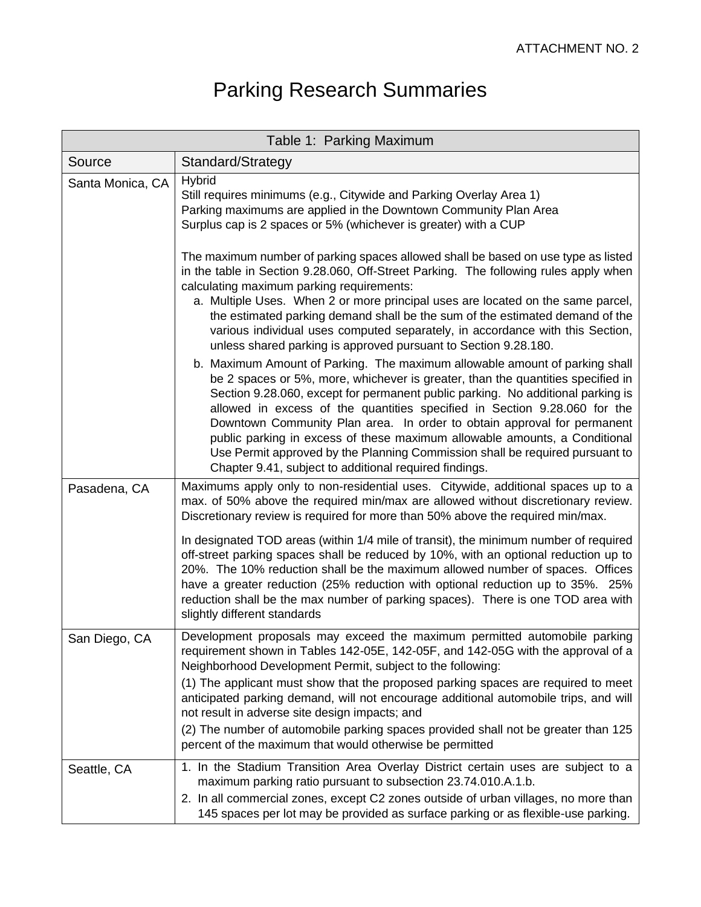ATTACHMENT NO. 2

# Parking Research Summaries

| Table 1: Parking Maximum | |
|---|---|
| Source | Standard/Strategy |
| Santa Monica, CA | Hybrid<br>Still requires minimums (e.g., Citywide and Parking Overlay Area 1)<br>Parking maximums are applied in the Downtown Community Plan Area<br>Surplus cap is 2 spaces or 5% (whichever is greater) with a CUP<br><br>The maximum number of parking spaces allowed shall be based on use type as listed in the table in Section 9.28.060, Off-Street Parking. The following rules apply when calculating maximum parking requirements:<br>a. Multiple Uses. When 2 or more principal uses are located on the same parcel, the estimated parking demand shall be the sum of the estimated demand of the various individual uses computed separately, in accordance with this Section, unless shared parking is approved pursuant to Section 9.28.180.<br>b. Maximum Amount of Parking. The maximum allowable amount of parking shall be 2 spaces or 5%, more, whichever is greater, than the quantities specified in Section 9.28.060, except for permanent public parking. No additional parking is allowed in excess of the quantities specified in Section 9.28.060 for the Downtown Community Plan area. In order to obtain approval for permanent public parking in excess of these maximum allowable amounts, a Conditional Use Permit approved by the Planning Commission shall be required pursuant to Chapter 9.41, subject to additional required findings. |
| Pasadena, CA | Maximums apply only to non-residential uses. Citywide, additional spaces up to a max. of 50% above the required min/max are allowed without discretionary review. Discretionary review is required for more than 50% above the required min/max.<br><br>In designated TOD areas (within 1/4 mile of transit), the minimum number of required off-street parking spaces shall be reduced by 10%, with an optional reduction up to 20%. The 10% reduction shall be the maximum allowed number of spaces. Offices have a greater reduction (25% reduction with optional reduction up to 35%. 25% reduction shall be the max number of parking spaces). There is one TOD area with slightly different standards |
| San Diego, CA | Development proposals may exceed the maximum permitted automobile parking requirement shown in Tables 142-05E, 142-05F, and 142-05G with the approval of a Neighborhood Development Permit, subject to the following:<br>(1) The applicant must show that the proposed parking spaces are required to meet anticipated parking demand, will not encourage additional automobile trips, and will not result in adverse site design impacts; and<br>(2) The number of automobile parking spaces provided shall not be greater than 125 percent of the maximum that would otherwise be permitted |
| Seattle, CA | 1. In the Stadium Transition Area Overlay District certain uses are subject to a maximum parking ratio pursuant to subsection 23.74.010.A.1.b.<br>2. In all commercial zones, except C2 zones outside of urban villages, no more than 145 spaces per lot may be provided as surface parking or as flexible-use parking. |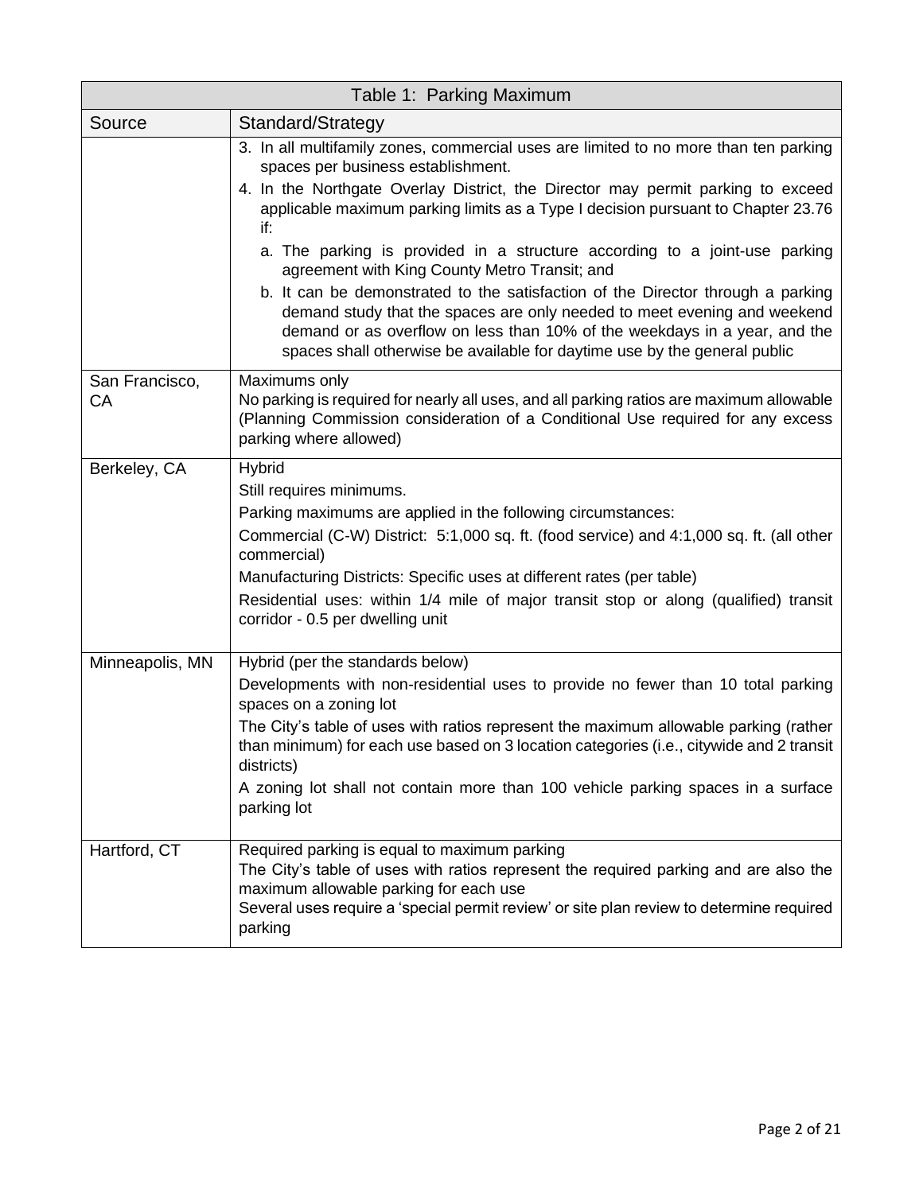| Table 1: Parking Maximum | |
|---|---|
| **Source** | **Standard/Strategy** |
| | 3. In all multifamily zones, commercial uses are limited to no more than ten parking spaces per business establishment.<br>4. In the Northgate Overlay District, the Director may permit parking to exceed applicable maximum parking limits as a Type I decision pursuant to Chapter 23.76 if:<br>a. The parking is provided in a structure according to a joint-use parking agreement with King County Metro Transit; and<br>b. It can be demonstrated to the satisfaction of the Director through a parking demand study that the spaces are only needed to meet evening and weekend demand or as overflow on less than 10% of the weekdays in a year, and the spaces shall otherwise be available for daytime use by the general public |
| San Francisco, CA | Maximums only<br>No parking is required for nearly all uses, and all parking ratios are maximum allowable (Planning Commission consideration of a Conditional Use required for any excess parking where allowed) |
| Berkeley, CA | Hybrid<br>Still requires minimums.<br>Parking maximums are applied in the following circumstances:<br>Commercial (C-W) District: 5:1,000 sq. ft. (food service) and 4:1,000 sq. ft. (all other commercial)<br>Manufacturing Districts: Specific uses at different rates (per table)<br>Residential uses: within 1/4 mile of major transit stop or along (qualified) transit corridor - 0.5 per dwelling unit |
| Minneapolis, MN | Hybrid (per the standards below)<br>Developments with non-residential uses to provide no fewer than 10 total parking spaces on a zoning lot<br>The City's table of uses with ratios represent the maximum allowable parking (rather than minimum) for each use based on 3 location categories (i.e., citywide and 2 transit districts)<br>A zoning lot shall not contain more than 100 vehicle parking spaces in a surface parking lot |
| Hartford, CT | Required parking is equal to maximum parking<br>The City's table of uses with ratios represent the required parking and are also the maximum allowable parking for each use<br>Several uses require a 'special permit review' or site plan review to determine required parking |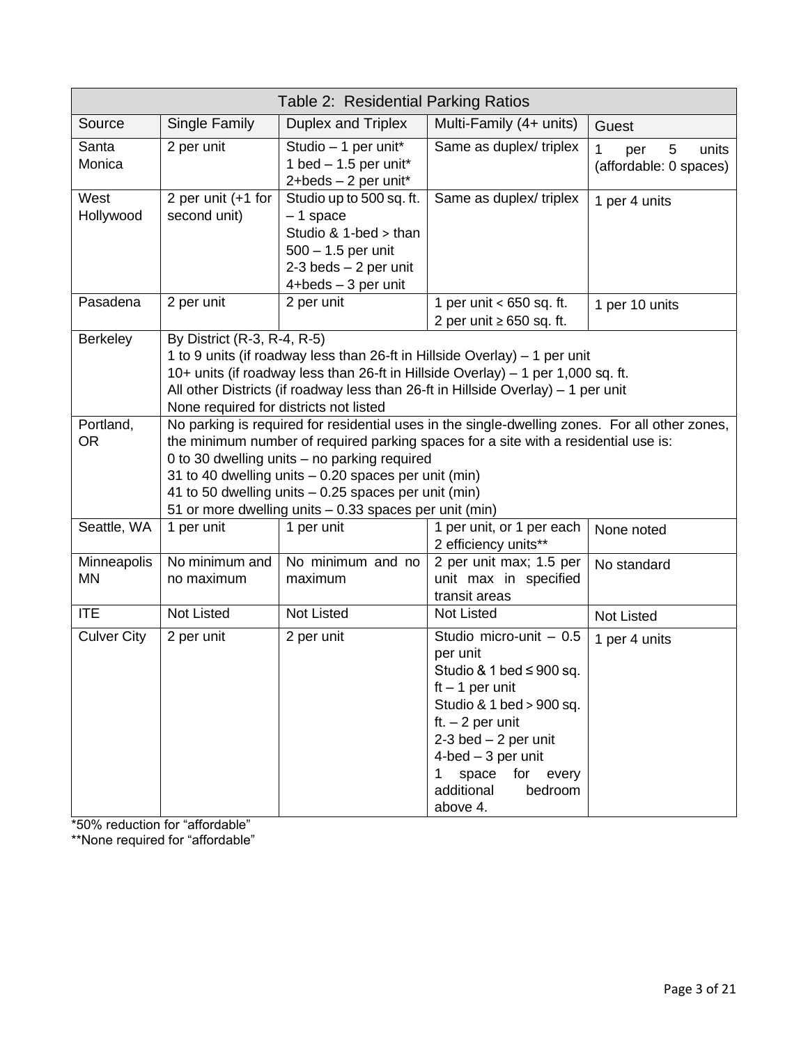| Table 2: Residential Parking Ratios | | | | |
|---|---|---|---|---|
| Source | Single Family | Duplex and Triplex | Multi-Family (4+ units) | Guest |
| Santa Monica | 2 per unit | Studio – 1 per unit*<br>1 bed – 1.5 per unit*<br>2+beds – 2 per unit* | Same as duplex/ triplex | 1 per 5 units (affordable: 0 spaces) |
| West Hollywood | 2 per unit (+1 for second unit) | Studio up to 500 sq. ft. – 1 space<br>Studio & 1-bed > than 500 – 1.5 per unit<br>2-3 beds – 2 per unit<br>4+beds – 3 per unit | Same as duplex/ triplex | 1 per 4 units |
| Pasadena | 2 per unit | 2 per unit | 1 per unit < 650 sq. ft.<br>2 per unit ≥ 650 sq. ft. | 1 per 10 units |
| Berkeley | By District (R-3, R-4, R-5)<br>1 to 9 units (if roadway less than 26-ft in Hillside Overlay) – 1 per unit<br>10+ units (if roadway less than 26-ft in Hillside Overlay) – 1 per 1,000 sq. ft.<br>All other Districts (if roadway less than 26-ft in Hillside Overlay) – 1 per unit<br>None required for districts not listed | | | |
| Portland, OR | No parking is required for residential uses in the single-dwelling zones. For all other zones, the minimum number of required parking spaces for a site with a residential use is:<br>0 to 30 dwelling units – no parking required<br>31 to 40 dwelling units – 0.20 spaces per unit (min)<br>41 to 50 dwelling units – 0.25 spaces per unit (min)<br>51 or more dwelling units – 0.33 spaces per unit (min) | | | |
| Seattle, WA | 1 per unit | 1 per unit | 1 per unit, or 1 per each 2 efficiency units** | None noted |
| Minneapolis MN | No minimum and no maximum | No minimum and no maximum | 2 per unit max; 1.5 per unit max in specified transit areas | No standard |
| ITE | Not Listed | Not Listed | Not Listed | Not Listed |
| Culver City | 2 per unit | 2 per unit | Studio micro-unit – 0.5 per unit<br>Studio & 1 bed ≤ 900 sq. ft – 1 per unit<br>Studio & 1 bed > 900 sq. ft. – 2 per unit<br>2-3 bed – 2 per unit<br>4-bed – 3 per unit<br>1 space for every additional bedroom above 4. | 1 per 4 units |

*50% reduction for "affordable"
**None required for "affordable"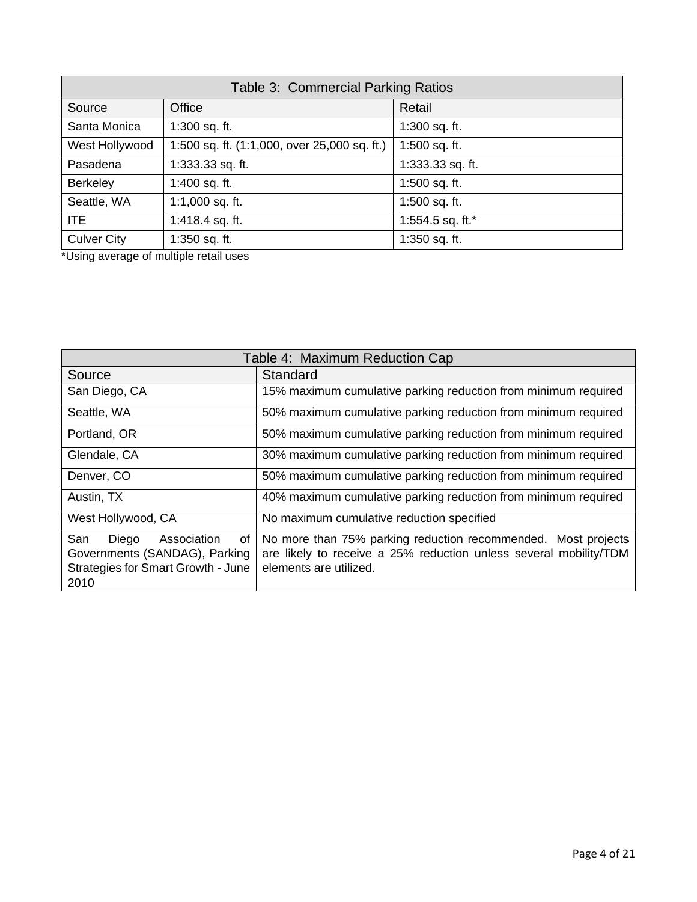| Table 3: Commercial Parking Ratios | | |
|---|---|---|
| Source | Office | Retail |
| Santa Monica | 1:300 sq. ft. | 1:300 sq. ft. |
| West Hollywood | 1:500 sq. ft. (1:1,000, over 25,000 sq. ft.) | 1:500 sq. ft. |
| Pasadena | 1:333.33 sq. ft. | 1:333.33 sq. ft. |
| Berkeley | 1:400 sq. ft. | 1:500 sq. ft. |
| Seattle, WA | 1:1,000 sq. ft. | 1:500 sq. ft. |
| ITE | 1:418.4 sq. ft. | 1:554.5 sq. ft.* |
| Culver City | 1:350 sq. ft. | 1:350 sq. ft. |

*Using average of multiple retail uses

| Table 4: Maximum Reduction Cap | |
|---|---|
| Source | Standard |
| San Diego, CA | 15% maximum cumulative parking reduction from minimum required |
| Seattle, WA | 50% maximum cumulative parking reduction from minimum required |
| Portland, OR | 50% maximum cumulative parking reduction from minimum required |
| Glendale, CA | 30% maximum cumulative parking reduction from minimum required |
| Denver, CO | 50% maximum cumulative parking reduction from minimum required |
| Austin, TX | 40% maximum cumulative parking reduction from minimum required |
| West Hollywood, CA | No maximum cumulative reduction specified |
| San Diego Association of Governments (SANDAG), Parking Strategies for Smart Growth - June 2010 | No more than 75% parking reduction recommended. Most projects are likely to receive a 25% reduction unless several mobility/TDM elements are utilized. |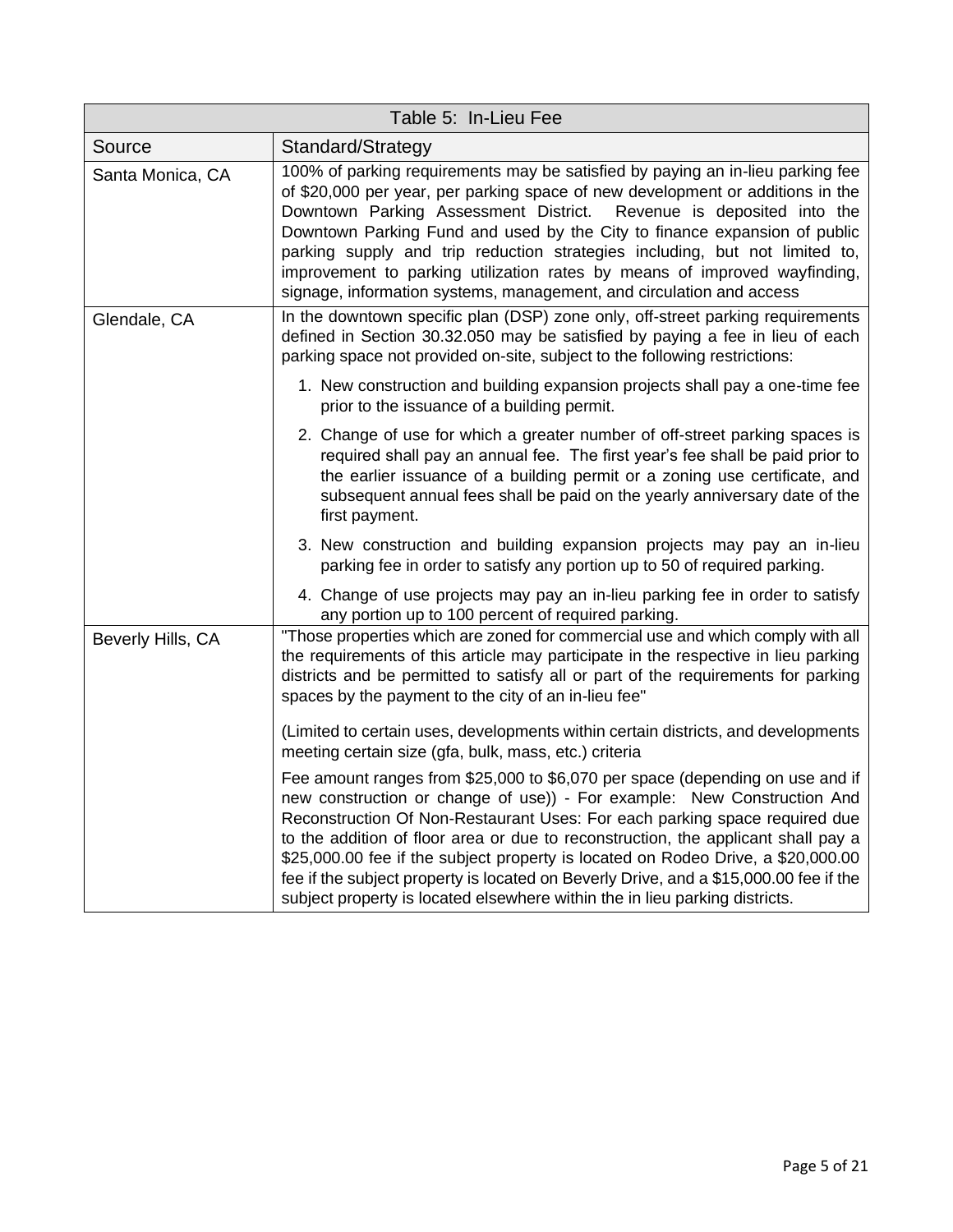| Table 5: In-Lieu Fee | |
|---|---|
| Source | Standard/Strategy |
| Santa Monica, CA | 100% of parking requirements may be satisfied by paying an in-lieu parking fee of $20,000 per year, per parking space of new development or additions in the Downtown Parking Assessment District. Revenue is deposited into the Downtown Parking Fund and used by the City to finance expansion of public parking supply and trip reduction strategies including, but not limited to, improvement to parking utilization rates by means of improved wayfinding, signage, information systems, management, and circulation and access |
| Glendale, CA | In the downtown specific plan (DSP) zone only, off-street parking requirements defined in Section 30.32.050 may be satisfied by paying a fee in lieu of each parking space not provided on-site, subject to the following restrictions:<br><br>1. New construction and building expansion projects shall pay a one-time fee prior to the issuance of a building permit.<br><br>2. Change of use for which a greater number of off-street parking spaces is required shall pay an annual fee. The first year's fee shall be paid prior to the earlier issuance of a building permit or a zoning use certificate, and subsequent annual fees shall be paid on the yearly anniversary date of the first payment.<br><br>3. New construction and building expansion projects may pay an in-lieu parking fee in order to satisfy any portion up to 50 of required parking.<br><br>4. Change of use projects may pay an in-lieu parking fee in order to satisfy any portion up to 100 percent of required parking. |
| Beverly Hills, CA | "Those properties which are zoned for commercial use and which comply with all the requirements of this article may participate in the respective in lieu parking districts and be permitted to satisfy all or part of the requirements for parking spaces by the payment to the city of an in-lieu fee"<br><br>(Limited to certain uses, developments within certain districts, and developments meeting certain size (gfa, bulk, mass, etc.) criteria<br><br>Fee amount ranges from $25,000 to $6,070 per space (depending on use and if new construction or change of use)) - For example: New Construction And Reconstruction Of Non-Restaurant Uses: For each parking space required due to the addition of floor area or due to reconstruction, the applicant shall pay a $25,000.00 fee if the subject property is located on Rodeo Drive, a $20,000.00 fee if the subject property is located on Beverly Drive, and a $15,000.00 fee if the subject property is located elsewhere within the in lieu parking districts. |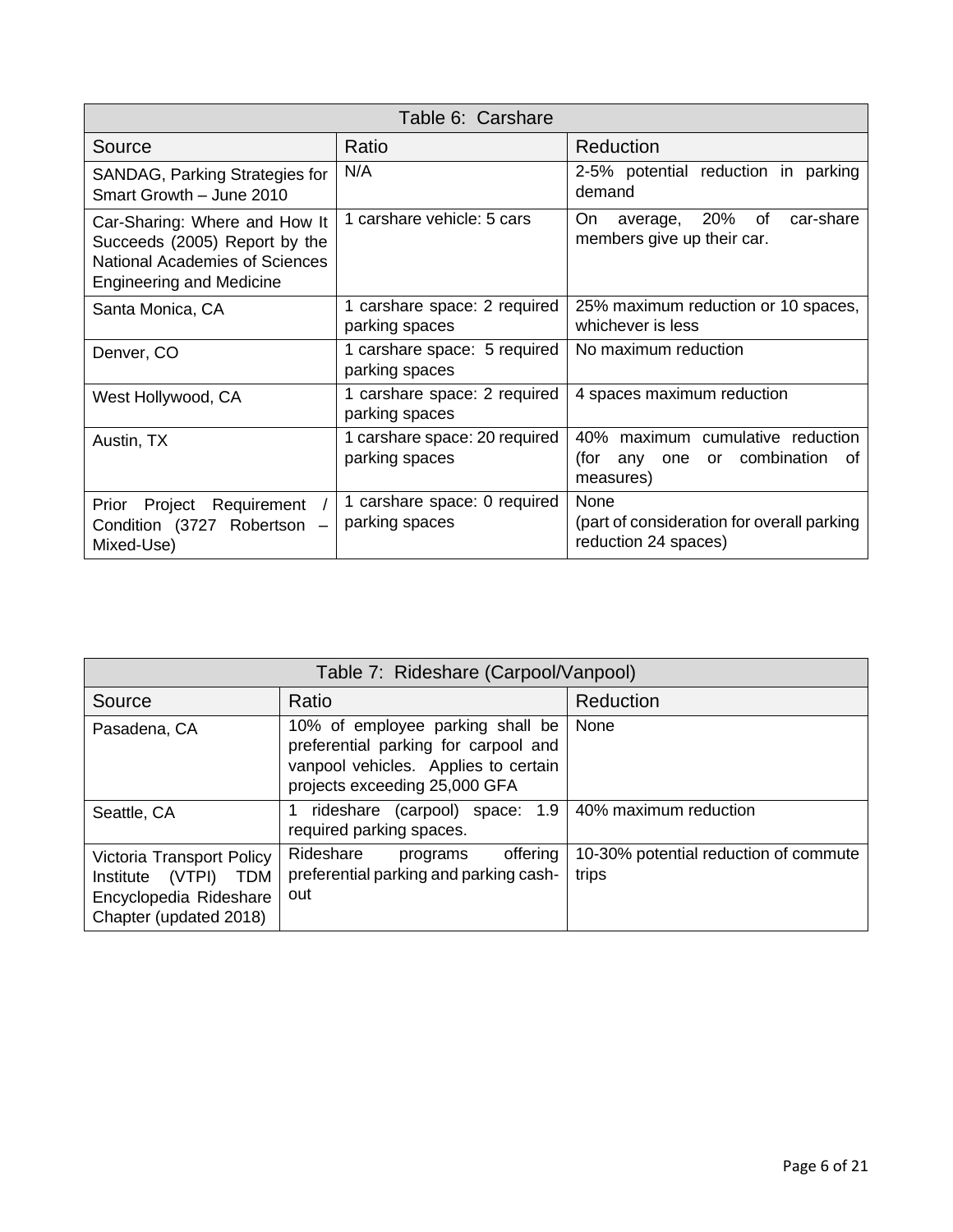| Table 6: Carshare | | |
|---|---|---|
| Source | Ratio | Reduction |
| SANDAG, Parking Strategies for Smart Growth – June 2010 | N/A | 2-5% potential reduction in parking demand |
| Car-Sharing: Where and How It Succeeds (2005) Report by the National Academies of Sciences Engineering and Medicine | 1 carshare vehicle: 5 cars | On average, 20% of car-share members give up their car. |
| Santa Monica, CA | 1 carshare space: 2 required parking spaces | 25% maximum reduction or 10 spaces, whichever is less |
| Denver, CO | 1 carshare space: 5 required parking spaces | No maximum reduction |
| West Hollywood, CA | 1 carshare space: 2 required parking spaces | 4 spaces maximum reduction |
| Austin, TX | 1 carshare space: 20 required parking spaces | 40% maximum cumulative reduction (for any one or combination of measures) |
| Prior Project Requirement / Condition (3727 Robertson – Mixed-Use) | 1 carshare space: 0 required parking spaces | None (part of consideration for overall parking reduction 24 spaces) |

| Table 7: Rideshare (Carpool/Vanpool) | | |
|---|---|---|
| Source | Ratio | Reduction |
| Pasadena, CA | 10% of employee parking shall be preferential parking for carpool and vanpool vehicles. Applies to certain projects exceeding 25,000 GFA | None |
| Seattle, CA | 1 rideshare (carpool) space: 1.9 required parking spaces. | 40% maximum reduction |
| Victoria Transport Policy Institute (VTPI) TDM Encyclopedia Rideshare Chapter (updated 2018) | Rideshare programs offering preferential parking and parking cash-out | 10-30% potential reduction of commute trips |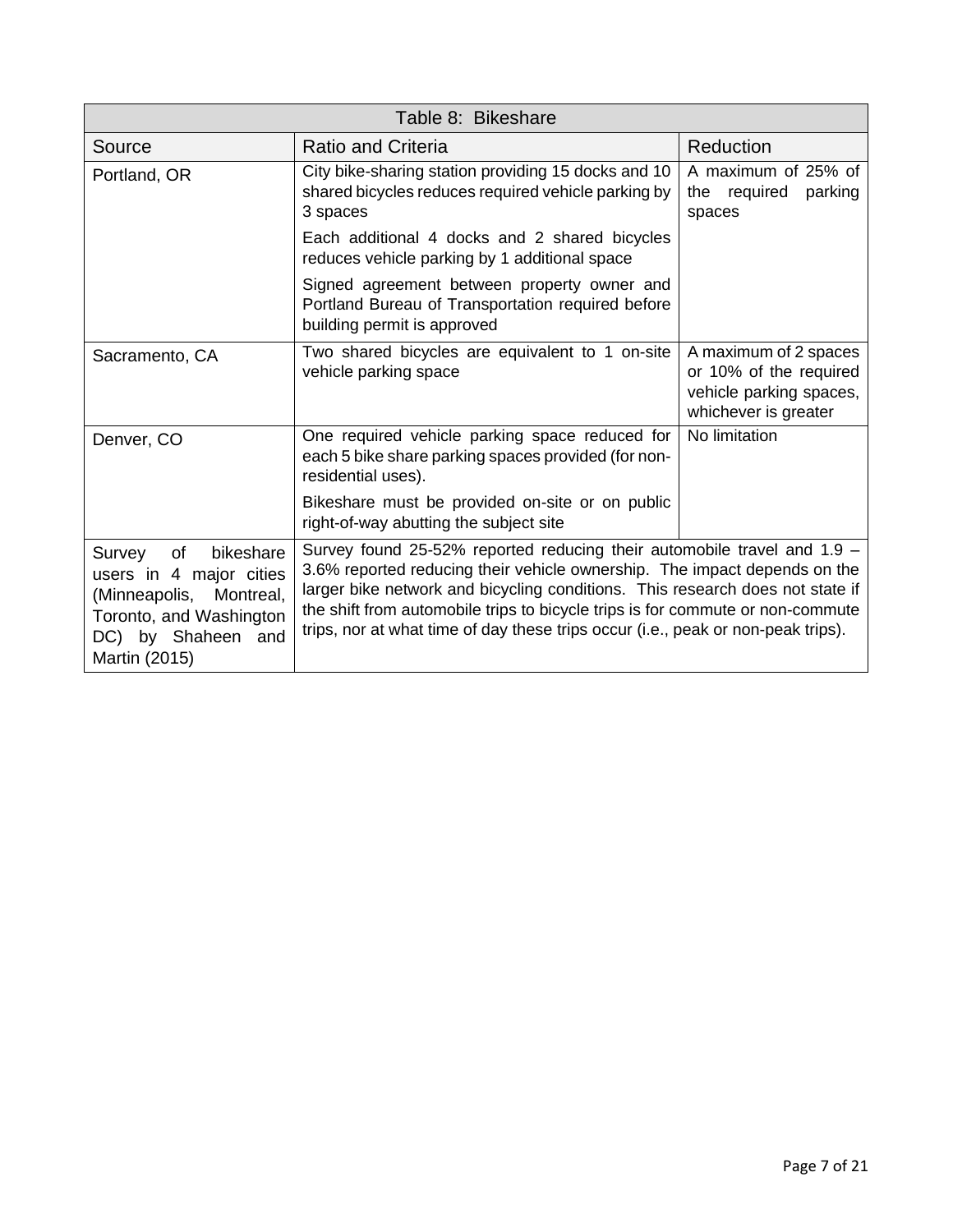| Table 8: Bikeshare | | |
|---|---|---|
| Source | Ratio and Criteria | Reduction |
| Portland, OR | City bike-sharing station providing 15 docks and 10 shared bicycles reduces required vehicle parking by 3 spaces<br><br>Each additional 4 docks and 2 shared bicycles reduces vehicle parking by 1 additional space<br><br>Signed agreement between property owner and Portland Bureau of Transportation required before building permit is approved | A maximum of 25% of the required parking spaces |
| Sacramento, CA | Two shared bicycles are equivalent to 1 on-site vehicle parking space | A maximum of 2 spaces or 10% of the required vehicle parking spaces, whichever is greater |
| Denver, CO | One required vehicle parking space reduced for each 5 bike share parking spaces provided (for non-residential uses).<br><br>Bikeshare must be provided on-site or on public right-of-way abutting the subject site | No limitation |
| Survey of bikeshare users in 4 major cities (Minneapolis, Montreal, Toronto, and Washington DC) by Shaheen and Martin (2015) | Survey found 25-52% reported reducing their automobile travel and 1.9 – 3.6% reported reducing their vehicle ownership. The impact depends on the larger bike network and bicycling conditions. This research does not state if the shift from automobile trips to bicycle trips is for commute or non-commute trips, nor at what time of day these trips occur (i.e., peak or non-peak trips). | |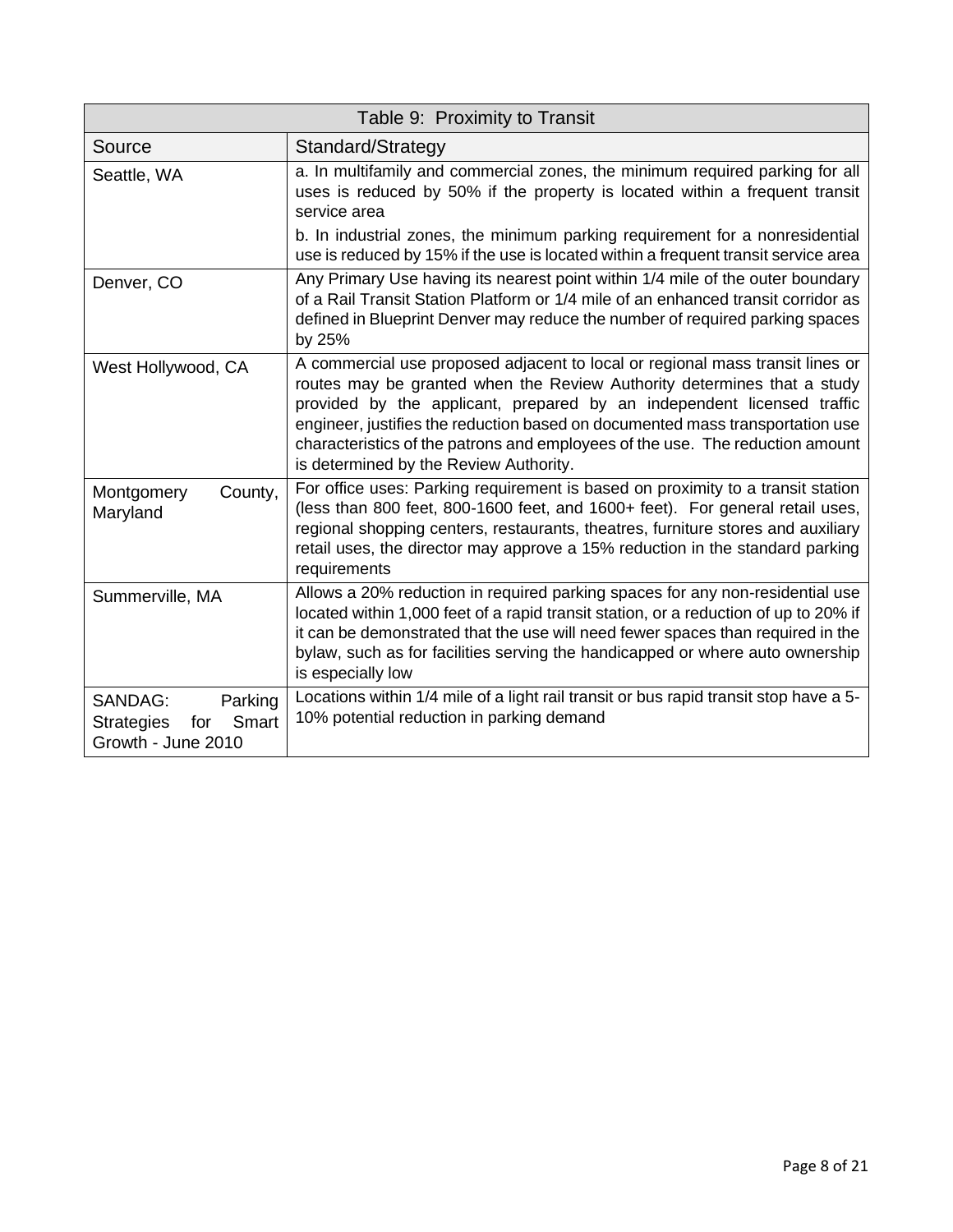| Table 9: Proximity to Transit | |
|---|---|
| Source | Standard/Strategy |
| Seattle, WA | a. In multifamily and commercial zones, the minimum required parking for all uses is reduced by 50% if the property is located within a frequent transit service area<br>b. In industrial zones, the minimum parking requirement for a nonresidential use is reduced by 15% if the use is located within a frequent transit service area |
| Denver, CO | Any Primary Use having its nearest point within 1/4 mile of the outer boundary of a Rail Transit Station Platform or 1/4 mile of an enhanced transit corridor as defined in Blueprint Denver may reduce the number of required parking spaces by 25% |
| West Hollywood, CA | A commercial use proposed adjacent to local or regional mass transit lines or routes may be granted when the Review Authority determines that a study provided by the applicant, prepared by an independent licensed traffic engineer, justifies the reduction based on documented mass transportation use characteristics of the patrons and employees of the use. The reduction amount is determined by the Review Authority. |
| Montgomery County, Maryland | For office uses: Parking requirement is based on proximity to a transit station (less than 800 feet, 800-1600 feet, and 1600+ feet). For general retail uses, regional shopping centers, restaurants, theatres, furniture stores and auxiliary retail uses, the director may approve a 15% reduction in the standard parking requirements |
| Summerville, MA | Allows a 20% reduction in required parking spaces for any non-residential use located within 1,000 feet of a rapid transit station, or a reduction of up to 20% if it can be demonstrated that the use will need fewer spaces than required in the bylaw, such as for facilities serving the handicapped or where auto ownership is especially low |
| SANDAG: Parking Strategies for Smart Growth - June 2010 | Locations within 1/4 mile of a light rail transit or bus rapid transit stop have a 5-10% potential reduction in parking demand |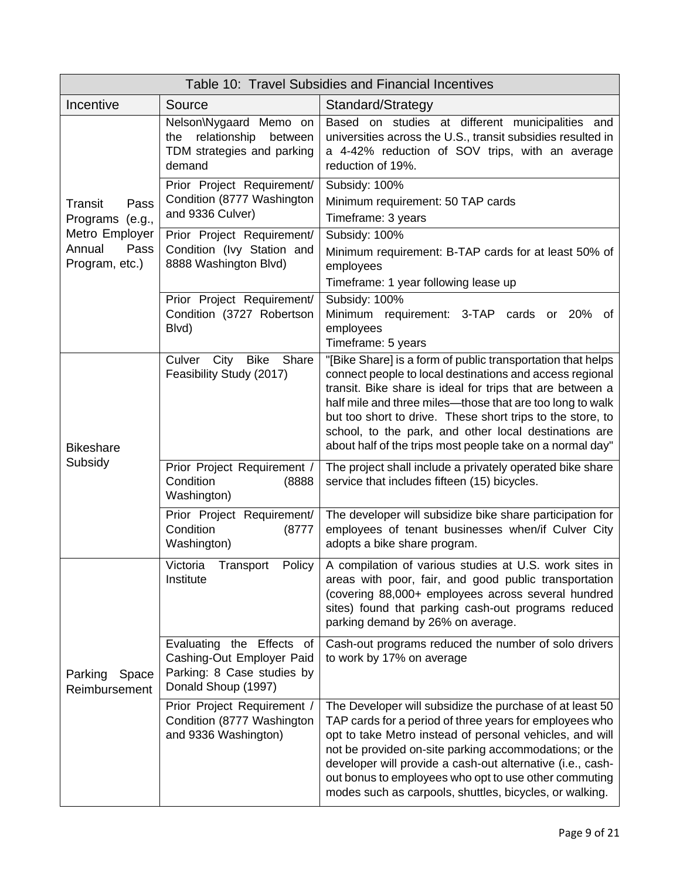| Table 10: Travel Subsidies and Financial Incentives | | |
|---|---|---|
| Incentive | Source | Standard/Strategy |
| Transit Pass Programs (e.g., Metro Employer Annual Pass Program, etc.) | Nelson\Nygaard Memo on the relationship between TDM strategies and parking demand | Based on studies at different municipalities and universities across the U.S., transit subsidies resulted in a 4-42% reduction of SOV trips, with an average reduction of 19%. |
| | Prior Project Requirement/ Condition (8777 Washington and 9336 Culver) | Subsidy: 100%<br>Minimum requirement: 50 TAP cards<br>Timeframe: 3 years |
| | Prior Project Requirement/ Condition (Ivy Station and 8888 Washington Blvd) | Subsidy: 100%<br>Minimum requirement: B-TAP cards for at least 50% of employees<br>Timeframe: 1 year following lease up |
| | Prior Project Requirement/ Condition (3727 Robertson Blvd) | Subsidy: 100%<br>Minimum requirement: 3-TAP cards or 20% of employees<br>Timeframe: 5 years |
| Bikeshare Subsidy | Culver City Bike Share Feasibility Study (2017) | "[Bike Share] is a form of public transportation that helps connect people to local destinations and access regional transit. Bike share is ideal for trips that are between a half mile and three miles—those that are too long to walk but too short to drive. These short trips to the store, to school, to the park, and other local destinations are about half of the trips most people take on a normal day" |
| | Prior Project Requirement / Condition (8888 Washington) | The project shall include a privately operated bike share service that includes fifteen (15) bicycles. |
| | Prior Project Requirement/ Condition (8777 Washington) | The developer will subsidize bike share participation for employees of tenant businesses when/if Culver City adopts a bike share program. |
| Parking Space Reimbursement | Victoria Transport Policy Institute | A compilation of various studies at U.S. work sites in areas with poor, fair, and good public transportation (covering 88,000+ employees across several hundred sites) found that parking cash-out programs reduced parking demand by 26% on average. |
| | Evaluating the Effects of Cashing-Out Employer Paid Parking: 8 Case studies by Donald Shoup (1997) | Cash-out programs reduced the number of solo drivers to work by 17% on average |
| | Prior Project Requirement / Condition (8777 Washington and 9336 Washington) | The Developer will subsidize the purchase of at least 50 TAP cards for a period of three years for employees who opt to take Metro instead of personal vehicles, and will not be provided on-site parking accommodations; or the developer will provide a cash-out alternative (i.e., cash-out bonus to employees who opt to use other commuting modes such as carpools, shuttles, bicycles, or walking. |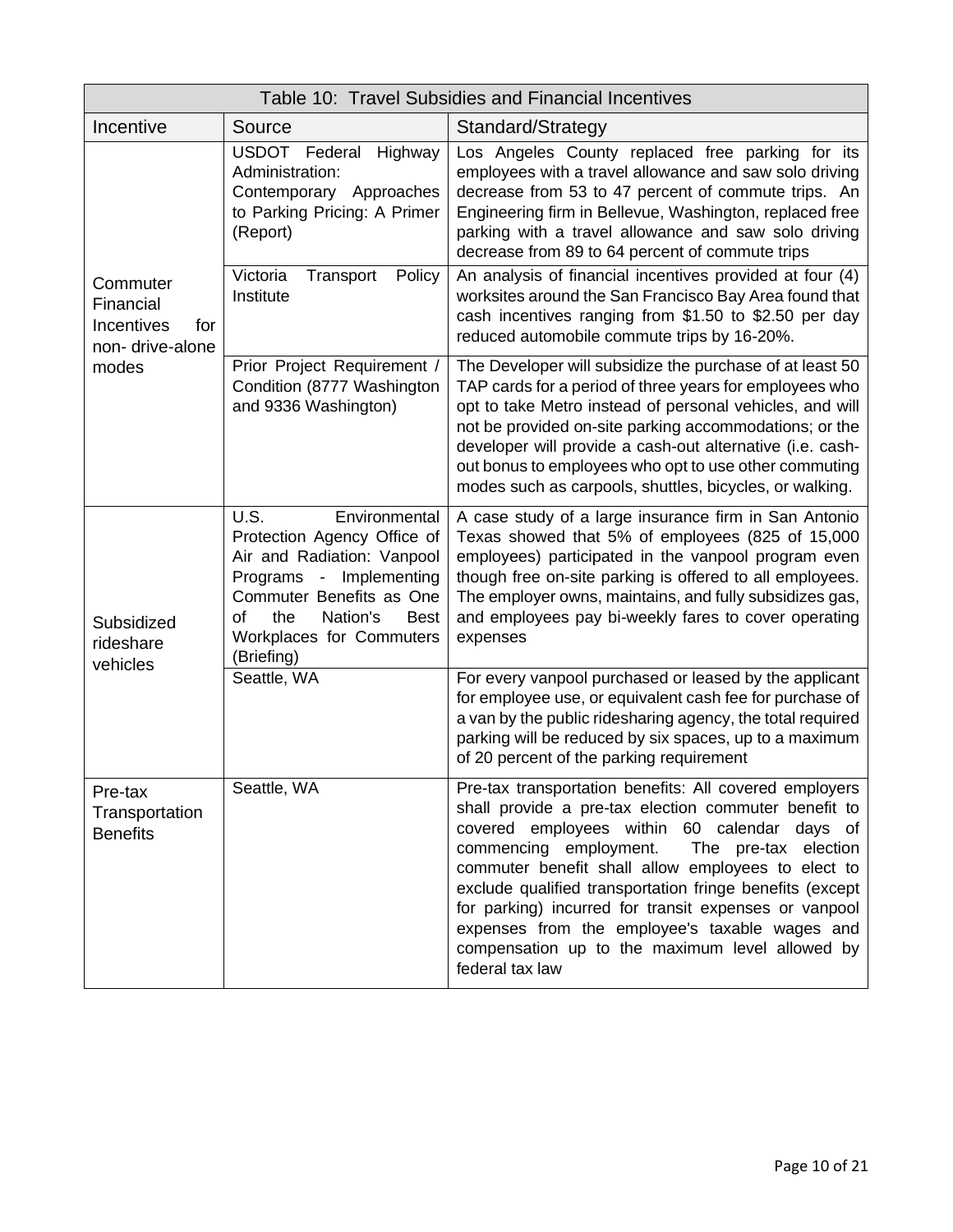| Table 10: Travel Subsidies and Financial Incentives | | |
|---|---|---|
| Incentive | Source | Standard/Strategy |
| Commuter Financial Incentives for non- drive-alone modes | USDOT Federal Highway Administration: Contemporary Approaches to Parking Pricing: A Primer (Report) | Los Angeles County replaced free parking for its employees with a travel allowance and saw solo driving decrease from 53 to 47 percent of commute trips. An Engineering firm in Bellevue, Washington, replaced free parking with a travel allowance and saw solo driving decrease from 89 to 64 percent of commute trips |
| | Victoria Transport Policy Institute | An analysis of financial incentives provided at four (4) worksites around the San Francisco Bay Area found that cash incentives ranging from $1.50 to $2.50 per day reduced automobile commute trips by 16-20%. |
| | Prior Project Requirement / Condition (8777 Washington and 9336 Washington) | The Developer will subsidize the purchase of at least 50 TAP cards for a period of three years for employees who opt to take Metro instead of personal vehicles, and will not be provided on-site parking accommodations; or the developer will provide a cash-out alternative (i.e. cash-out bonus to employees who opt to use other commuting modes such as carpools, shuttles, bicycles, or walking. |
| Subsidized rideshare vehicles | U.S. Environmental Protection Agency Office of Air and Radiation: Vanpool Programs - Implementing Commuter Benefits as One of the Nation's Best Workplaces for Commuters (Briefing) | A case study of a large insurance firm in San Antonio Texas showed that 5% of employees (825 of 15,000 employees) participated in the vanpool program even though free on-site parking is offered to all employees. The employer owns, maintains, and fully subsidizes gas, and employees pay bi-weekly fares to cover operating expenses |
| | Seattle, WA | For every vanpool purchased or leased by the applicant for employee use, or equivalent cash fee for purchase of a van by the public ridesharing agency, the total required parking will be reduced by six spaces, up to a maximum of 20 percent of the parking requirement |
| Pre-tax Transportation Benefits | Seattle, WA | Pre-tax transportation benefits: All covered employers shall provide a pre-tax election commuter benefit to covered employees within 60 calendar days of commencing employment. The pre-tax election commuter benefit shall allow employees to elect to exclude qualified transportation fringe benefits (except for parking) incurred for transit expenses or vanpool expenses from the employee's taxable wages and compensation up to the maximum level allowed by federal tax law |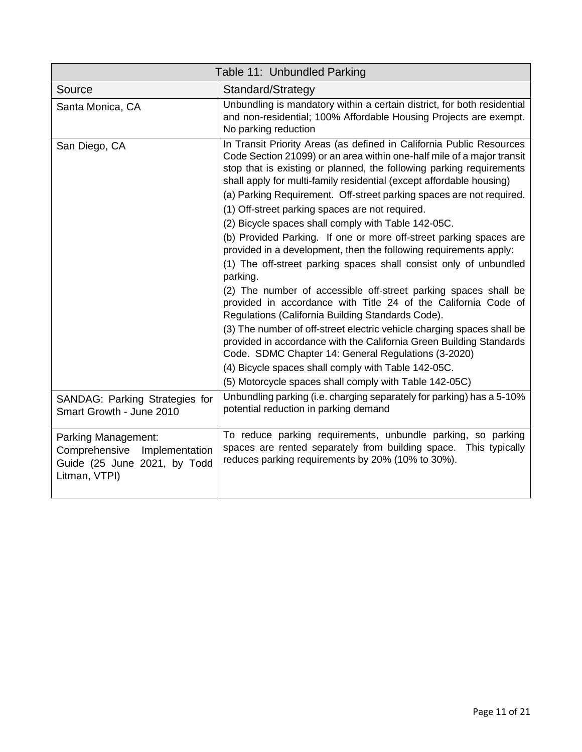| Table 11: Unbundled Parking | |
|---|---|
| Source | Standard/Strategy |
| Santa Monica, CA | Unbundling is mandatory within a certain district, for both residential and non-residential; 100% Affordable Housing Projects are exempt. No parking reduction |
| San Diego, CA | In Transit Priority Areas (as defined in California Public Resources Code Section 21099) or an area within one-half mile of a major transit stop that is existing or planned, the following parking requirements shall apply for multi-family residential (except affordable housing)<br>(a) Parking Requirement. Off-street parking spaces are not required.<br>(1) Off-street parking spaces are not required.<br>(2) Bicycle spaces shall comply with Table 142-05C.<br>(b) Provided Parking. If one or more off-street parking spaces are provided in a development, then the following requirements apply:<br>(1) The off-street parking spaces shall consist only of unbundled parking.<br>(2) The number of accessible off-street parking spaces shall be provided in accordance with Title 24 of the California Code of Regulations (California Building Standards Code).<br>(3) The number of off-street electric vehicle charging spaces shall be provided in accordance with the California Green Building Standards Code. SDMC Chapter 14: General Regulations (3-2020)<br>(4) Bicycle spaces shall comply with Table 142-05C.<br>(5) Motorcycle spaces shall comply with Table 142-05C) |
| SANDAG: Parking Strategies for Smart Growth - June 2010 | Unbundling parking (i.e. charging separately for parking) has a 5-10% potential reduction in parking demand |
| Parking Management: Comprehensive Implementation Guide (25 June 2021, by Todd Litman, VTPI) | To reduce parking requirements, unbundle parking, so parking spaces are rented separately from building space. This typically reduces parking requirements by 20% (10% to 30%). |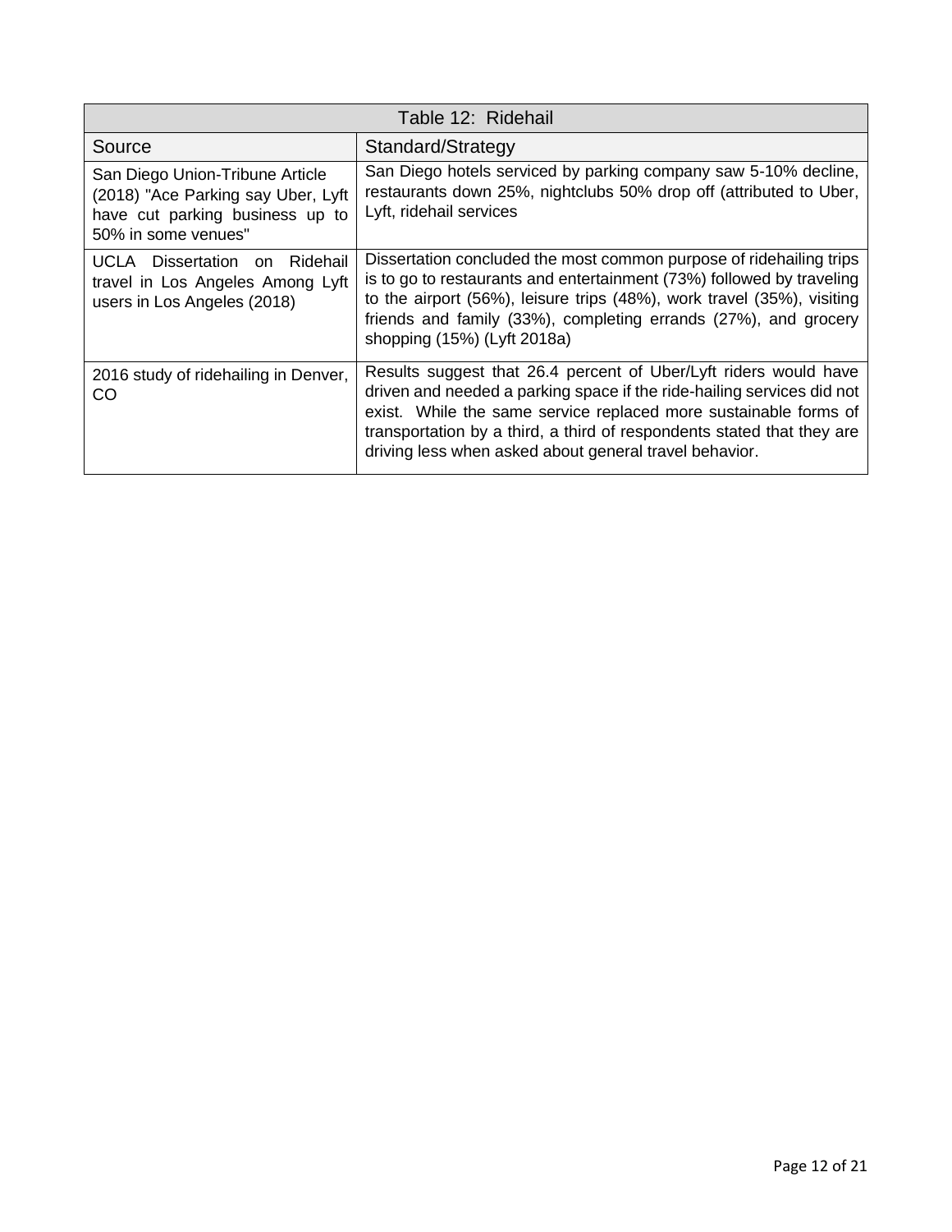| Table 12: Ridehail | |
|---|---|
| Source | Standard/Strategy |
| San Diego Union-Tribune Article (2018) "Ace Parking say Uber, Lyft have cut parking business up to 50% in some venues" | San Diego hotels serviced by parking company saw 5-10% decline, restaurants down 25%, nightclubs 50% drop off (attributed to Uber, Lyft, ridehail services |
| UCLA Dissertation on Ridehail travel in Los Angeles Among Lyft users in Los Angeles (2018) | Dissertation concluded the most common purpose of ridehailing trips is to go to restaurants and entertainment (73%) followed by traveling to the airport (56%), leisure trips (48%), work travel (35%), visiting friends and family (33%), completing errands (27%), and grocery shopping (15%) (Lyft 2018a) |
| 2016 study of ridehailing in Denver, CO | Results suggest that 26.4 percent of Uber/Lyft riders would have driven and needed a parking space if the ride-hailing services did not exist. While the same service replaced more sustainable forms of transportation by a third, a third of respondents stated that they are driving less when asked about general travel behavior. |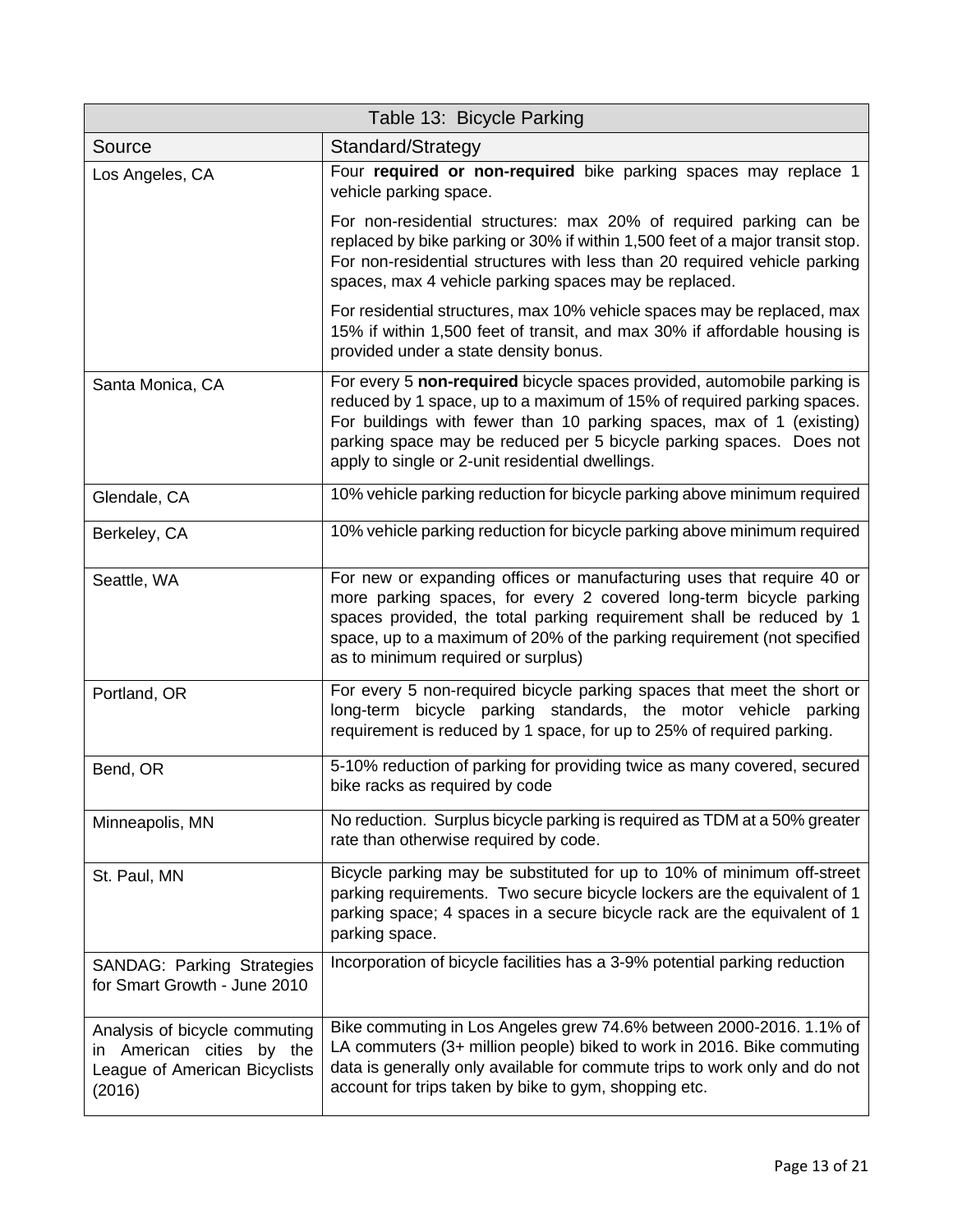| Table 13: Bicycle Parking | |
|---|---|
| Source | Standard/Strategy |
| Los Angeles, CA | Four **required or non-required** bike parking spaces may replace 1 vehicle parking space.<br><br>For non-residential structures: max 20% of required parking can be replaced by bike parking or 30% if within 1,500 feet of a major transit stop. For non-residential structures with less than 20 required vehicle parking spaces, max 4 vehicle parking spaces may be replaced.<br><br>For residential structures, max 10% vehicle spaces may be replaced, max 15% if within 1,500 feet of transit, and max 30% if affordable housing is provided under a state density bonus. |
| Santa Monica, CA | For every 5 **non-required** bicycle spaces provided, automobile parking is reduced by 1 space, up to a maximum of 15% of required parking spaces. For buildings with fewer than 10 parking spaces, max of 1 (existing) parking space may be reduced per 5 bicycle parking spaces. Does not apply to single or 2-unit residential dwellings. |
| Glendale, CA | 10% vehicle parking reduction for bicycle parking above minimum required |
| Berkeley, CA | 10% vehicle parking reduction for bicycle parking above minimum required |
| Seattle, WA | For new or expanding offices or manufacturing uses that require 40 or more parking spaces, for every 2 covered long-term bicycle parking spaces provided, the total parking requirement shall be reduced by 1 space, up to a maximum of 20% of the parking requirement (not specified as to minimum required or surplus) |
| Portland, OR | For every 5 non-required bicycle parking spaces that meet the short or long-term bicycle parking standards, the motor vehicle parking requirement is reduced by 1 space, for up to 25% of required parking. |
| Bend, OR | 5-10% reduction of parking for providing twice as many covered, secured bike racks as required by code |
| Minneapolis, MN | No reduction. Surplus bicycle parking is required as TDM at a 50% greater rate than otherwise required by code. |
| St. Paul, MN | Bicycle parking may be substituted for up to 10% of minimum off-street parking requirements. Two secure bicycle lockers are the equivalent of 1 parking space; 4 spaces in a secure bicycle rack are the equivalent of 1 parking space. |
| SANDAG: Parking Strategies for Smart Growth - June 2010 | Incorporation of bicycle facilities has a 3-9% potential parking reduction |
| Analysis of bicycle commuting in American cities by the League of American Bicyclists (2016) | Bike commuting in Los Angeles grew 74.6% between 2000-2016. 1.1% of LA commuters (3+ million people) biked to work in 2016. Bike commuting data is generally only available for commute trips to work only and do not account for trips taken by bike to gym, shopping etc. |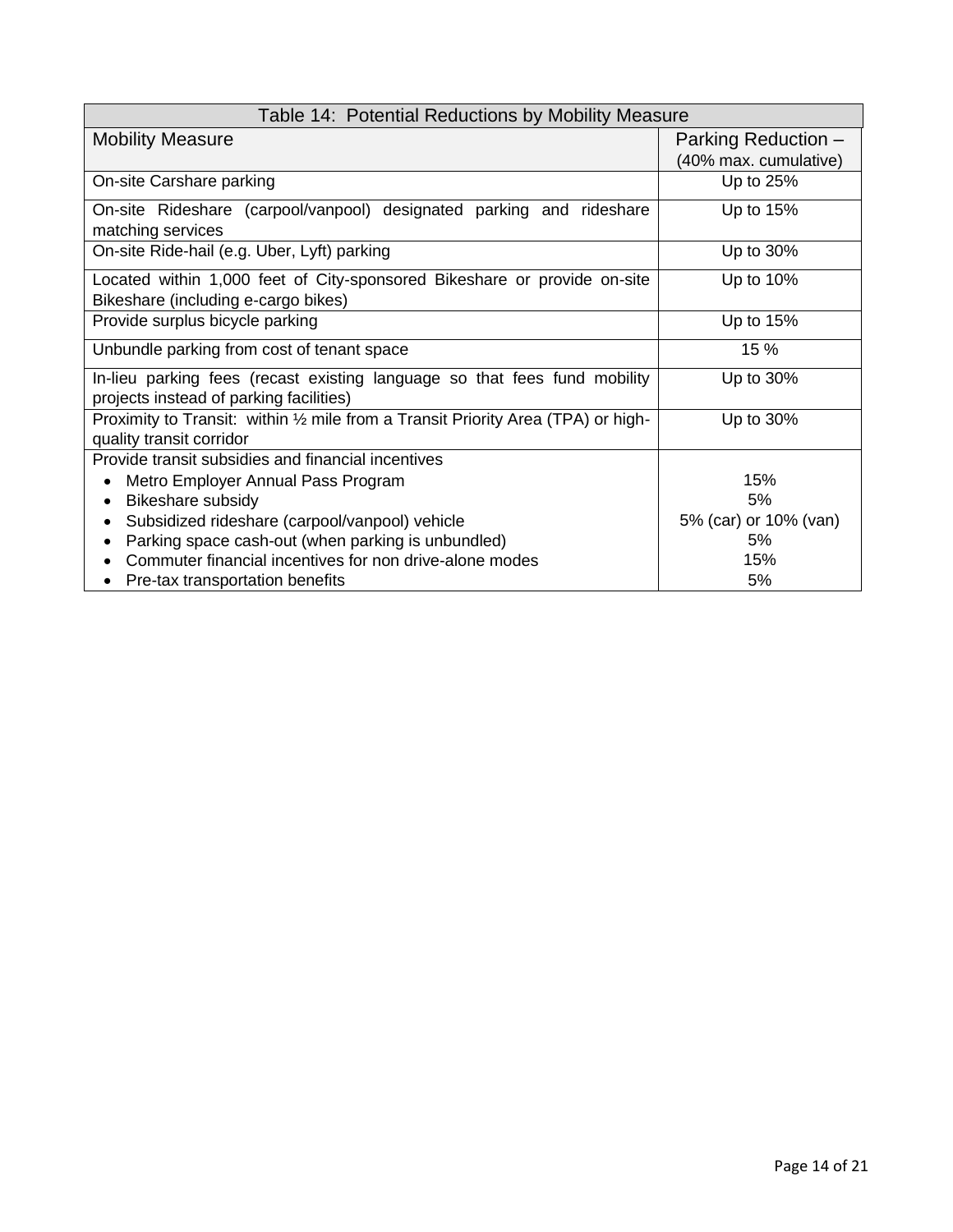| Table 14: Potential Reductions by Mobility Measure | |
|---|---|
| Mobility Measure | Parking Reduction – (40% max. cumulative) |
| On-site Carshare parking | Up to 25% |
| On-site Rideshare (carpool/vanpool) designated parking and rideshare matching services | Up to 15% |
| On-site Ride-hail (e.g. Uber, Lyft) parking | Up to 30% |
| Located within 1,000 feet of City-sponsored Bikeshare or provide on-site Bikeshare (including e-cargo bikes) | Up to 10% |
| Provide surplus bicycle parking | Up to 15% |
| Unbundle parking from cost of tenant space | 15 % |
| In-lieu parking fees (recast existing language so that fees fund mobility projects instead of parking facilities) | Up to 30% |
| Proximity to Transit: within ½ mile from a Transit Priority Area (TPA) or high-quality transit corridor | Up to 30% |
| Provide transit subsidies and financial incentives | |
| • Metro Employer Annual Pass Program | 15% |
| • Bikeshare subsidy | 5% |
| • Subsidized rideshare (carpool/vanpool) vehicle | 5% (car) or 10% (van) |
| • Parking space cash-out (when parking is unbundled) | 5% |
| • Commuter financial incentives for non drive-alone modes | 15% |
| • Pre-tax transportation benefits | 5% |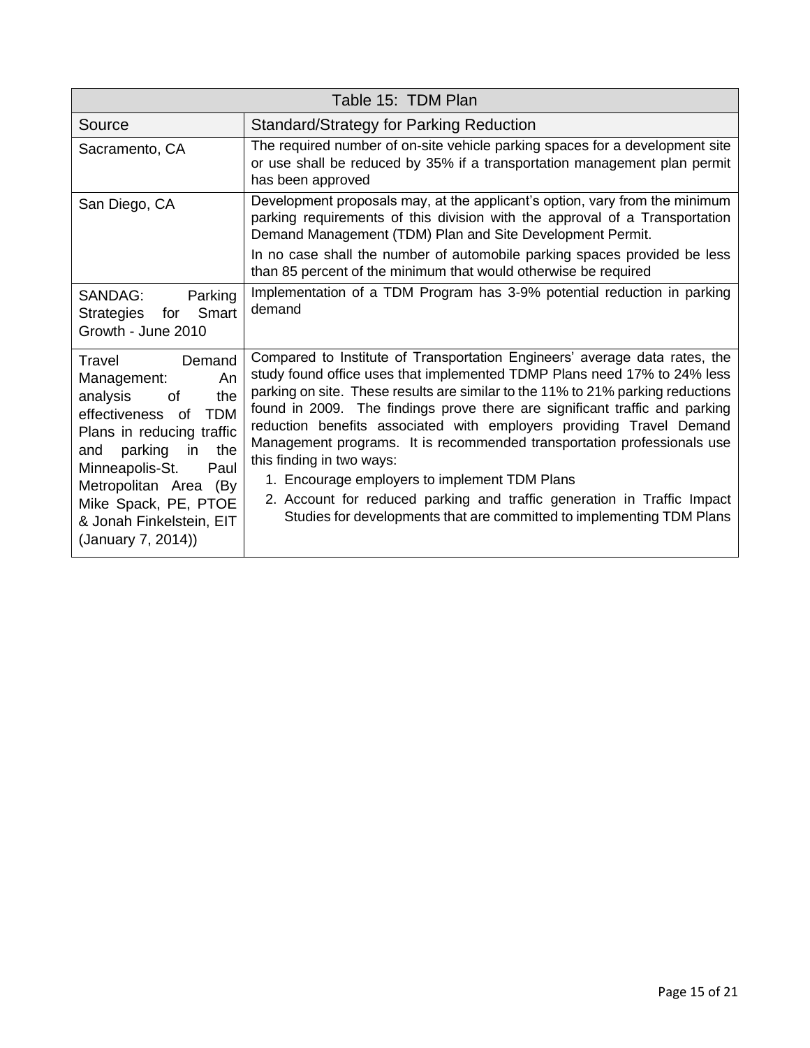| Table 15: TDM Plan | |
|---|---|
| Source | Standard/Strategy for Parking Reduction |
| Sacramento, CA | The required number of on-site vehicle parking spaces for a development site or use shall be reduced by 35% if a transportation management plan permit has been approved |
| San Diego, CA | Development proposals may, at the applicant's option, vary from the minimum parking requirements of this division with the approval of a Transportation Demand Management (TDM) Plan and Site Development Permit.<br>In no case shall the number of automobile parking spaces provided be less than 85 percent of the minimum that would otherwise be required |
| SANDAG: Parking Strategies for Smart Growth - June 2010 | Implementation of a TDM Program has 3-9% potential reduction in parking demand |
| Travel Demand Management: An analysis of the effectiveness of TDM Plans in reducing traffic and parking in the Minneapolis-St. Paul Metropolitan Area (By Mike Spack, PE, PTOE & Jonah Finkelstein, EIT (January 7, 2014)) | Compared to Institute of Transportation Engineers' average data rates, the study found office uses that implemented TDMP Plans need 17% to 24% less parking on site. These results are similar to the 11% to 21% parking reductions found in 2009. The findings prove there are significant traffic and parking reduction benefits associated with employers providing Travel Demand Management programs. It is recommended transportation professionals use this finding in two ways:<br>1. Encourage employers to implement TDM Plans<br>2. Account for reduced parking and traffic generation in Traffic Impact Studies for developments that are committed to implementing TDM Plans |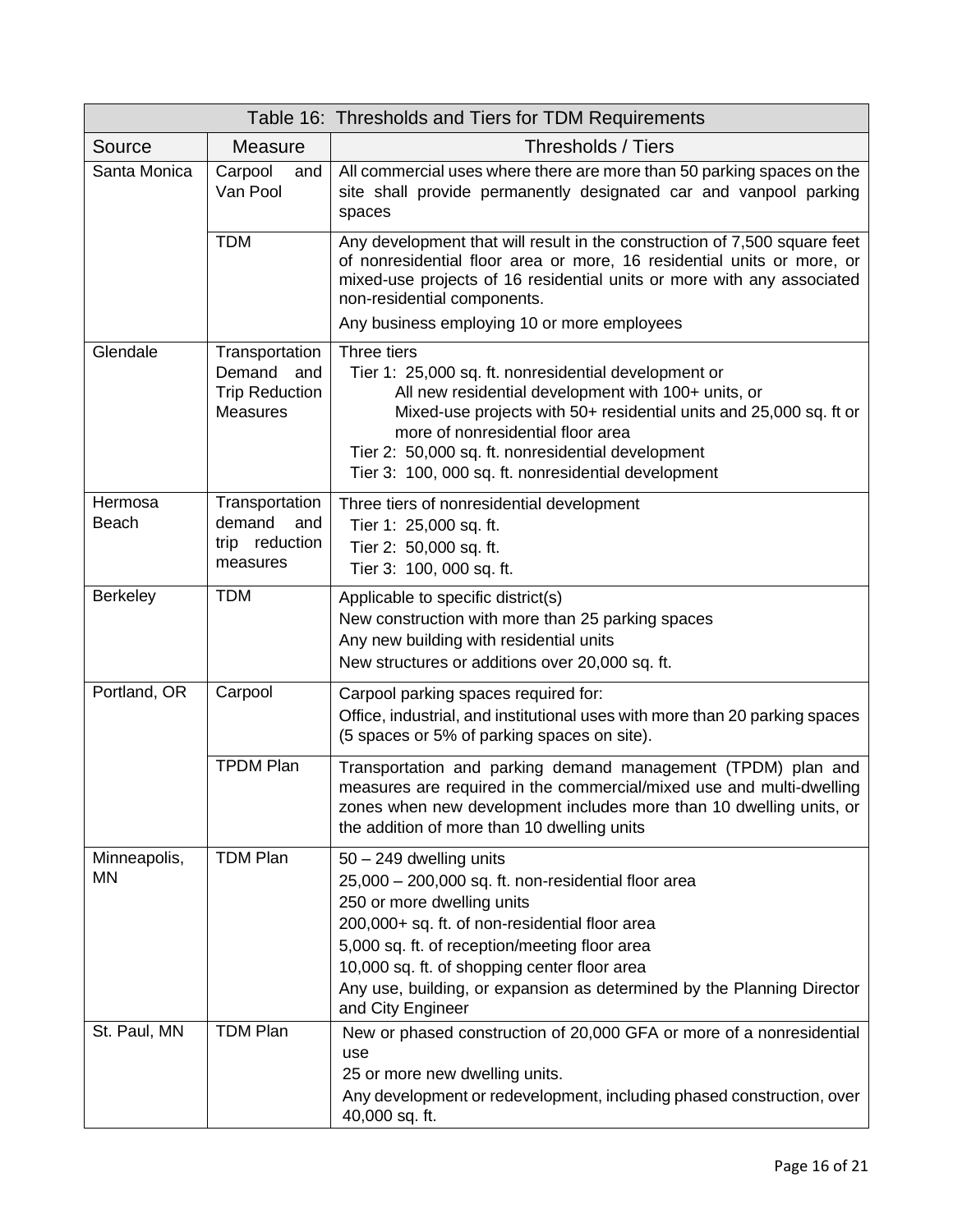| Table 16: Thresholds and Tiers for TDM Requirements | | |
|---|---|---|
| Source | Measure | Thresholds / Tiers |
| Santa Monica | Carpool and Van Pool | All commercial uses where there are more than 50 parking spaces on the site shall provide permanently designated car and vanpool parking spaces |
| | TDM | Any development that will result in the construction of 7,500 square feet of nonresidential floor area or more, 16 residential units or more, or mixed-use projects of 16 residential units or more with any associated non-residential components.<br>Any business employing 10 or more employees |
| Glendale | Transportation Demand and Trip Reduction Measures | Three tiers<br>Tier 1: 25,000 sq. ft. nonresidential development or<br>All new residential development with 100+ units, or<br>Mixed-use projects with 50+ residential units and 25,000 sq. ft or more of nonresidential floor area<br>Tier 2: 50,000 sq. ft. nonresidential development<br>Tier 3: 100, 000 sq. ft. nonresidential development |
| Hermosa Beach | Transportation demand and trip reduction measures | Three tiers of nonresidential development<br>Tier 1: 25,000 sq. ft.<br>Tier 2: 50,000 sq. ft.<br>Tier 3: 100, 000 sq. ft. |
| Berkeley | TDM | Applicable to specific district(s)<br>New construction with more than 25 parking spaces<br>Any new building with residential units<br>New structures or additions over 20,000 sq. ft. |
| Portland, OR | Carpool | Carpool parking spaces required for:<br>Office, industrial, and institutional uses with more than 20 parking spaces (5 spaces or 5% of parking spaces on site). |
| | TPDM Plan | Transportation and parking demand management (TPDM) plan and measures are required in the commercial/mixed use and multi-dwelling zones when new development includes more than 10 dwelling units, or the addition of more than 10 dwelling units |
| Minneapolis, MN | TDM Plan | 50 – 249 dwelling units<br>25,000 – 200,000 sq. ft. non-residential floor area<br>250 or more dwelling units<br>200,000+ sq. ft. of non-residential floor area<br>5,000 sq. ft. of reception/meeting floor area<br>10,000 sq. ft. of shopping center floor area<br>Any use, building, or expansion as determined by the Planning Director and City Engineer |
| St. Paul, MN | TDM Plan | New or phased construction of 20,000 GFA or more of a nonresidential use<br>25 or more new dwelling units.<br>Any development or redevelopment, including phased construction, over 40,000 sq. ft. |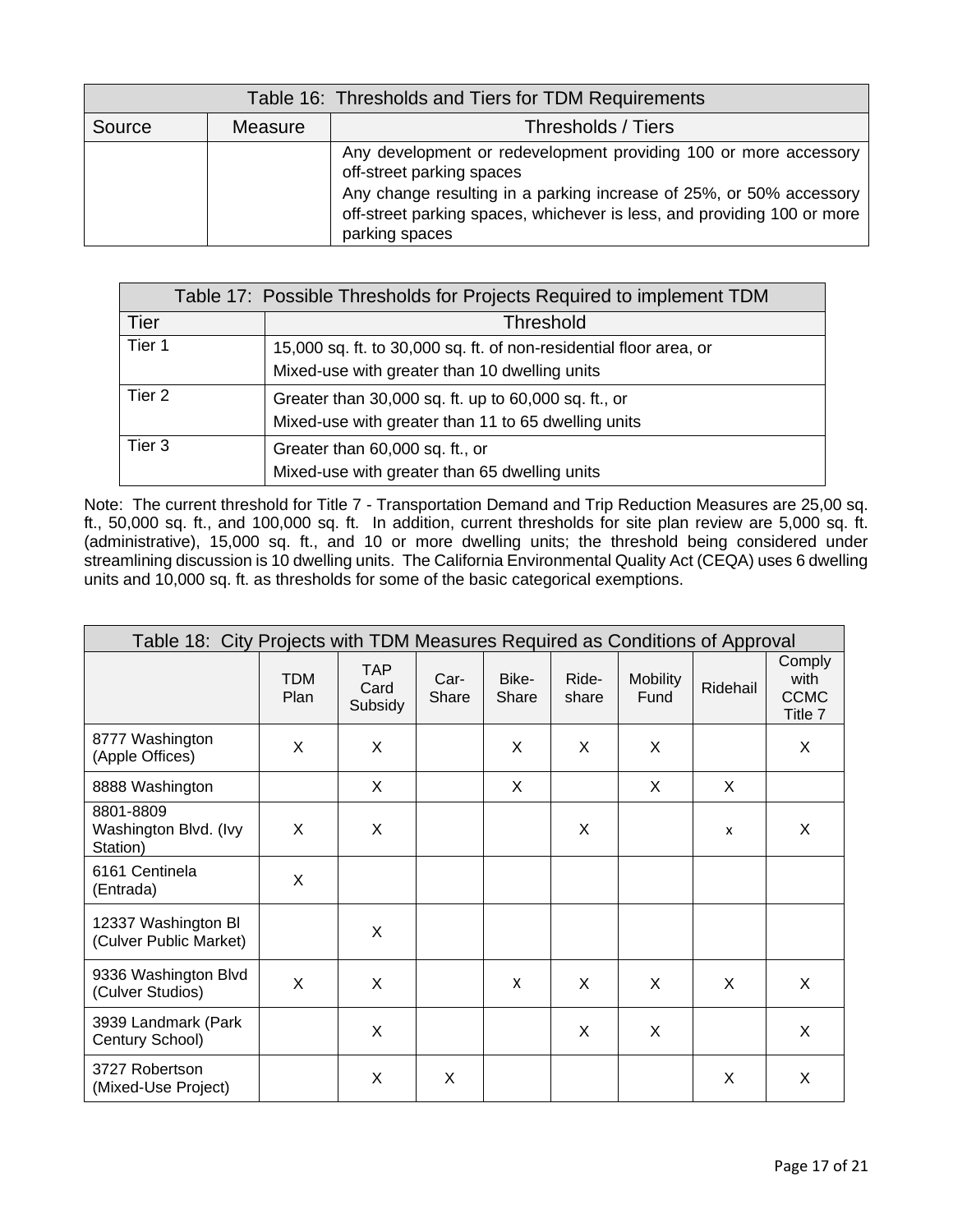| Table 16: Thresholds and Tiers for TDM Requirements | | |
|---|---|---|
| Source | Measure | Thresholds / Tiers |
| | | Any development or redevelopment providing 100 or more accessory off-street parking spaces<br>Any change resulting in a parking increase of 25%, or 50% accessory off-street parking spaces, whichever is less, and providing 100 or more parking spaces |

| Table 17: Possible Thresholds for Projects Required to implement TDM | |
|---|---|
| Tier | Threshold |
| Tier 1 | 15,000 sq. ft. to 30,000 sq. ft. of non-residential floor area, or<br>Mixed-use with greater than 10 dwelling units |
| Tier 2 | Greater than 30,000 sq. ft. up to 60,000 sq. ft., or<br>Mixed-use with greater than 11 to 65 dwelling units |
| Tier 3 | Greater than 60,000 sq. ft., or<br>Mixed-use with greater than 65 dwelling units |

Note: The current threshold for Title 7 - Transportation Demand and Trip Reduction Measures are 25,00 sq. ft., 50,000 sq. ft., and 100,000 sq. ft. In addition, current thresholds for site plan review are 5,000 sq. ft. (administrative), 15,000 sq. ft., and 10 or more dwelling units; the threshold being considered under streamlining discussion is 10 dwelling units. The California Environmental Quality Act (CEQA) uses 6 dwelling units and 10,000 sq. ft. as thresholds for some of the basic categorical exemptions.

| Table 18: City Projects with TDM Measures Required as Conditions of Approval | | | | | | | | |
|---|---|---|---|---|---|---|---|---|
| | TDM Plan | TAP Card Subsidy | Car-Share | Bike-Share | Ride-share | Mobility Fund | Ridehail | Comply with CCMC Title 7 |
| 8777 Washington (Apple Offices) | X | X | | X | X | X | | X |
| 8888 Washington | | X | | X | | X | X | |
| 8801-8809 Washington Blvd. (Ivy Station) | X | X | | | X | | x | X |
| 6161 Centinela (Entrada) | X | | | | | | | |
| 12337 Washington Bl (Culver Public Market) | | X | | | | | | |
| 9336 Washington Blvd (Culver Studios) | X | X | | X | X | X | X | X |
| 3939 Landmark (Park Century School) | | X | | | X | X | | X |
| 3727 Robertson (Mixed-Use Project) | | X | X | | | | X | X |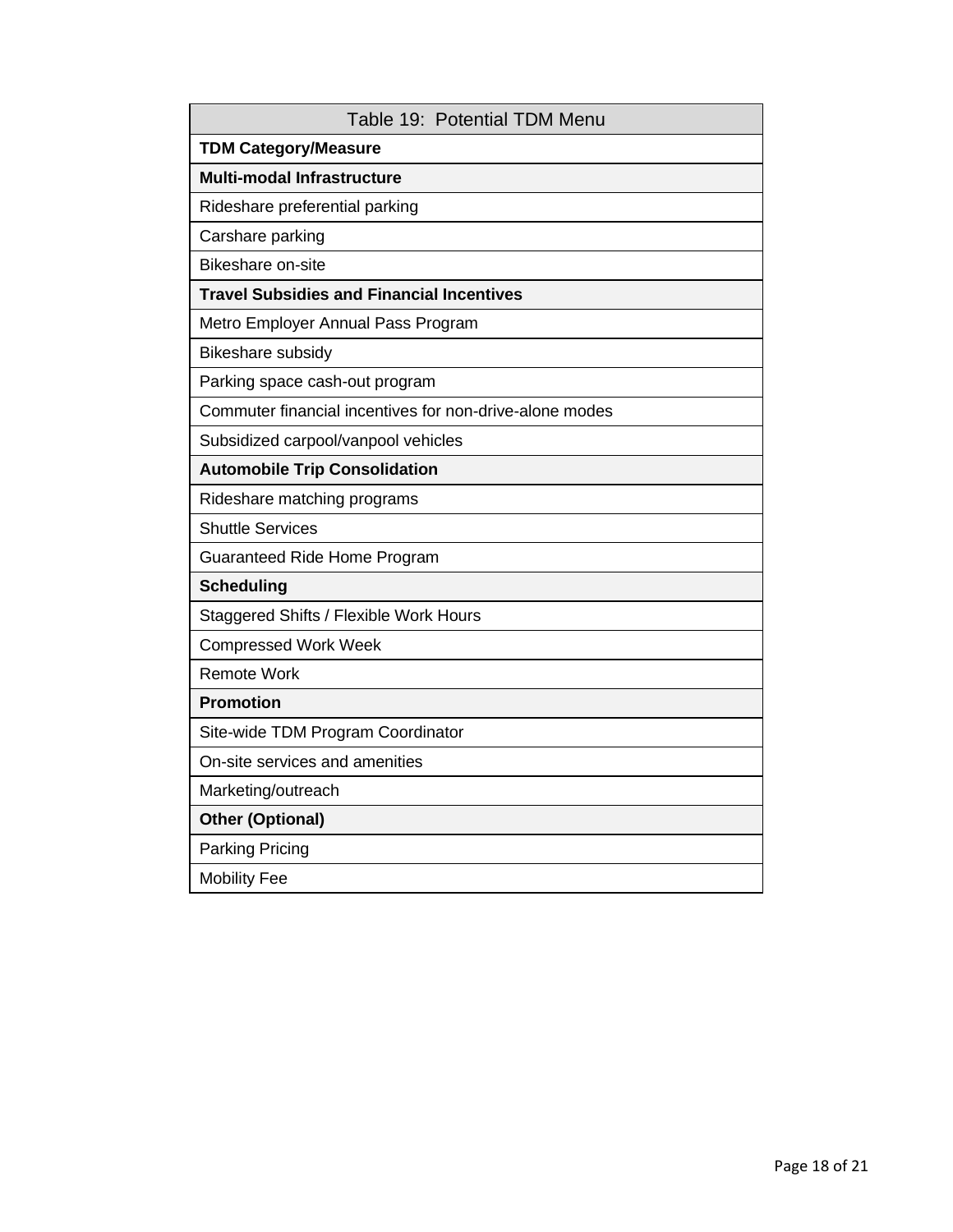| Table 19: Potential TDM Menu |
|---|
| **TDM Category/Measure** |
| **Multi-modal Infrastructure** |
| Rideshare preferential parking |
| Carshare parking |
| Bikeshare on-site |
| **Travel Subsidies and Financial Incentives** |
| Metro Employer Annual Pass Program |
| Bikeshare subsidy |
| Parking space cash-out program |
| Commuter financial incentives for non-drive-alone modes |
| Subsidized carpool/vanpool vehicles |
| **Automobile Trip Consolidation** |
| Rideshare matching programs |
| Shuttle Services |
| Guaranteed Ride Home Program |
| **Scheduling** |
| Staggered Shifts / Flexible Work Hours |
| Compressed Work Week |
| Remote Work |
| **Promotion** |
| Site-wide TDM Program Coordinator |
| On-site services and amenities |
| Marketing/outreach |
| **Other (Optional)** |
| Parking Pricing |
| Mobility Fee |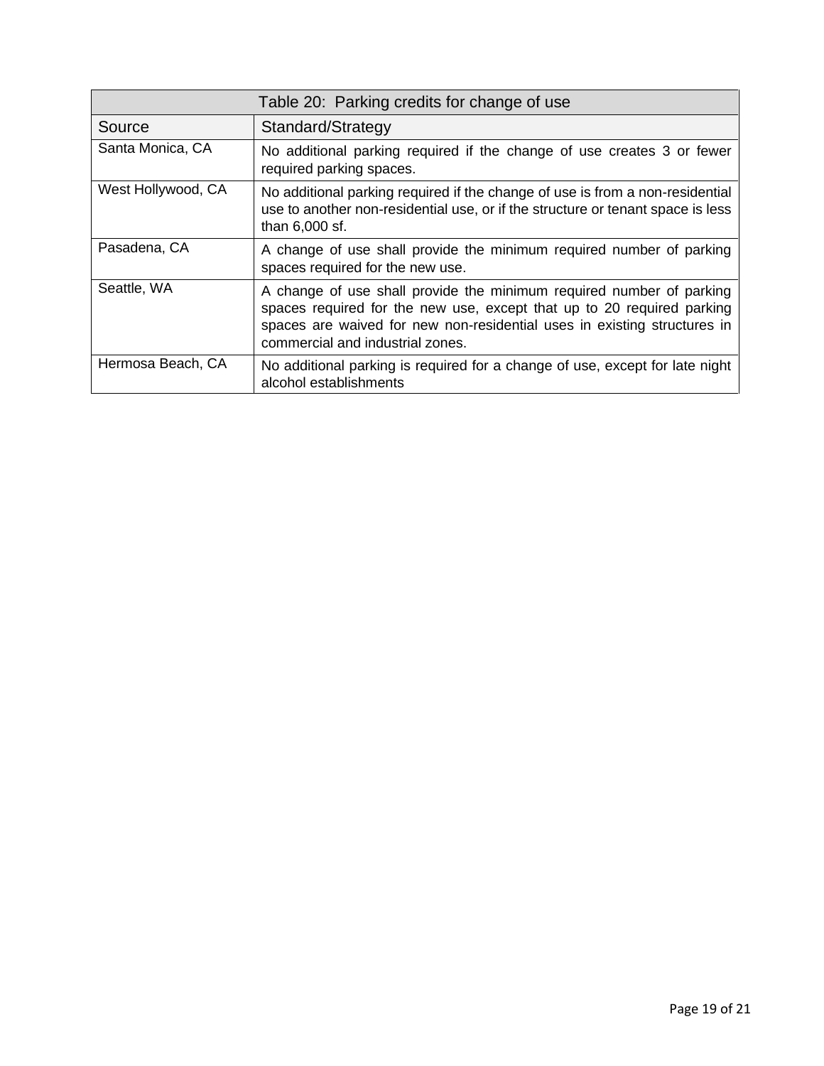Table 20: Parking credits for change of use

| Source | Standard/Strategy |
|---|---|
| Santa Monica, CA | No additional parking required if the change of use creates 3 or fewer required parking spaces. |
| West Hollywood, CA | No additional parking required if the change of use is from a non-residential use to another non-residential use, or if the structure or tenant space is less than 6,000 sf. |
| Pasadena, CA | A change of use shall provide the minimum required number of parking spaces required for the new use. |
| Seattle, WA | A change of use shall provide the minimum required number of parking spaces required for the new use, except that up to 20 required parking spaces are waived for new non-residential uses in existing structures in commercial and industrial zones. |
| Hermosa Beach, CA | No additional parking is required for a change of use, except for late night alcohol establishments |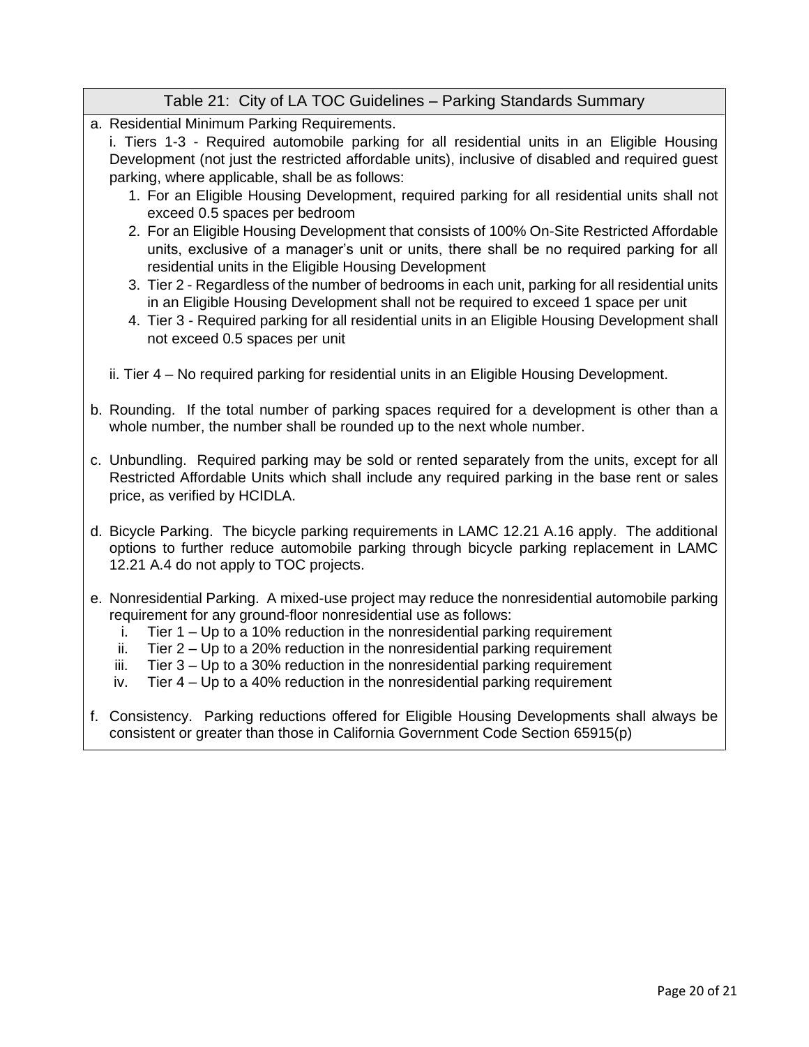**Table 21: City of LA TOC Guidelines – Parking Standards Summary**

a. Residential Minimum Parking Requirements.

   i. Tiers 1-3 - Required automobile parking for all residential units in an Eligible Housing Development (not just the restricted affordable units), inclusive of disabled and required guest parking, where applicable, shall be as follows:

   1. For an Eligible Housing Development, required parking for all residential units shall not exceed 0.5 spaces per bedroom
   2. For an Eligible Housing Development that consists of 100% On-Site Restricted Affordable units, exclusive of a manager's unit or units, there shall be no required parking for all residential units in the Eligible Housing Development
   3. Tier 2 - Regardless of the number of bedrooms in each unit, parking for all residential units in an Eligible Housing Development shall not be required to exceed 1 space per unit
   4. Tier 3 - Required parking for all residential units in an Eligible Housing Development shall not exceed 0.5 spaces per unit

   ii. Tier 4 – No required parking for residential units in an Eligible Housing Development.

b. Rounding. If the total number of parking spaces required for a development is other than a whole number, the number shall be rounded up to the next whole number.

c. Unbundling. Required parking may be sold or rented separately from the units, except for all Restricted Affordable Units which shall include any required parking in the base rent or sales price, as verified by HCIDLA.

d. Bicycle Parking. The bicycle parking requirements in LAMC 12.21 A.16 apply. The additional options to further reduce automobile parking through bicycle parking replacement in LAMC 12.21 A.4 do not apply to TOC projects.

e. Nonresidential Parking. A mixed-use project may reduce the nonresidential automobile parking requirement for any ground-floor nonresidential use as follows:

   i. Tier 1 – Up to a 10% reduction in the nonresidential parking requirement
   ii. Tier 2 – Up to a 20% reduction in the nonresidential parking requirement
   iii. Tier 3 – Up to a 30% reduction in the nonresidential parking requirement
   iv. Tier 4 – Up to a 40% reduction in the nonresidential parking requirement

f. Consistency. Parking reductions offered for Eligible Housing Developments shall always be consistent or greater than those in California Government Code Section 65915(p)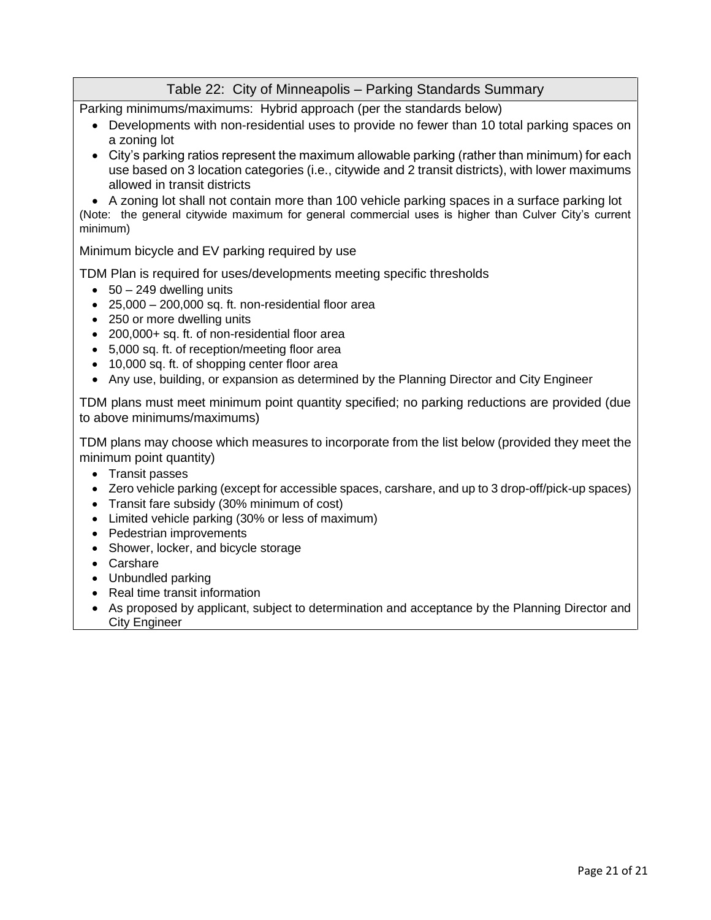## Table 22: City of Minneapolis – Parking Standards Summary

Parking minimums/maximums: Hybrid approach (per the standards below)

- Developments with non-residential uses to provide no fewer than 10 total parking spaces on a zoning lot
- City's parking ratios represent the maximum allowable parking (rather than minimum) for each use based on 3 location categories (i.e., citywide and 2 transit districts), with lower maximums allowed in transit districts
- A zoning lot shall not contain more than 100 vehicle parking spaces in a surface parking lot

(Note: the general citywide maximum for general commercial uses is higher than Culver City's current minimum)

Minimum bicycle and EV parking required by use

TDM Plan is required for uses/developments meeting specific thresholds

- 50 – 249 dwelling units
- 25,000 – 200,000 sq. ft. non-residential floor area
- 250 or more dwelling units
- 200,000+ sq. ft. of non-residential floor area
- 5,000 sq. ft. of reception/meeting floor area
- 10,000 sq. ft. of shopping center floor area
- Any use, building, or expansion as determined by the Planning Director and City Engineer

TDM plans must meet minimum point quantity specified; no parking reductions are provided (due to above minimums/maximums)

TDM plans may choose which measures to incorporate from the list below (provided they meet the minimum point quantity)

- Transit passes
- Zero vehicle parking (except for accessible spaces, carshare, and up to 3 drop-off/pick-up spaces)
- Transit fare subsidy (30% minimum of cost)
- Limited vehicle parking (30% or less of maximum)
- Pedestrian improvements
- Shower, locker, and bicycle storage
- Carshare
- Unbundled parking
- Real time transit information
- As proposed by applicant, subject to determination and acceptance by the Planning Director and City Engineer